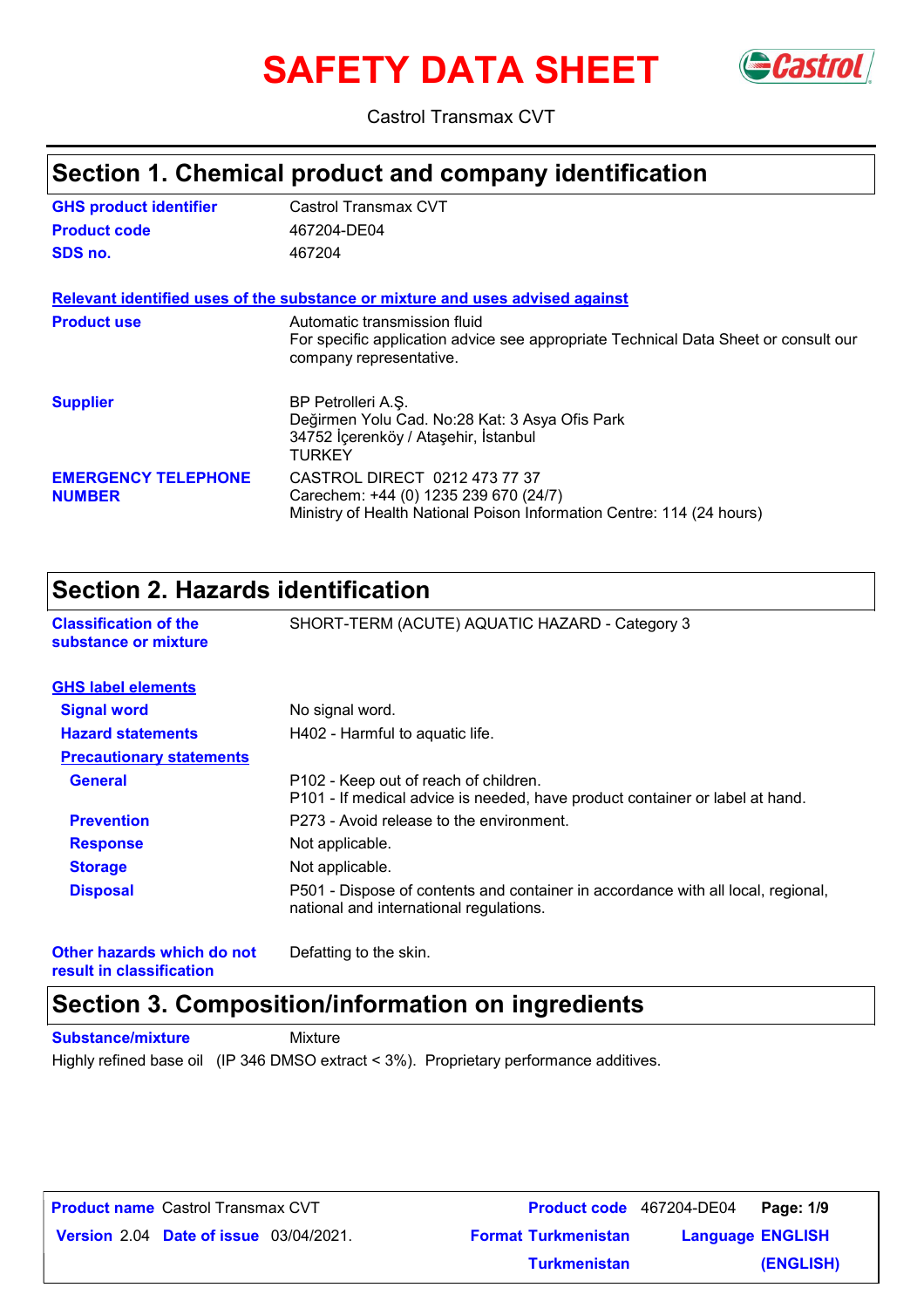# SAFETY DATA SHEET

Castrol Transmax CVT

## Section 1. Chemical product and company identification

**GHS product identifier** Castrol Transmax CVT

**Product code** 467204-DE04

**SDS no.** 467204

**Relevant identified uses of the substance or mixture and uses advised against**

**Product use** Automatic transmission fluid
For specific application advice see appropriate Technical Data Sheet or consult our company representative.

**Supplier** BP Petrolleri A.Ş.
Değirmen Yolu Cad. No:28 Kat: 3 Asya Ofis Park
34752 İçerenköy / Ataşehir, İstanbul
TURKEY

**EMERGENCY TELEPHONE NUMBER** CASTROL DIRECT 0212 473 77 37
Carechem: +44 (0) 1235 239 670 (24/7)
Ministry of Health National Poison Information Centre: 114 (24 hours)

## Section 2. Hazards identification

**Classification of the substance or mixture** SHORT-TERM (ACUTE) AQUATIC HAZARD - Category 3

**GHS label elements**

**Signal word** No signal word.

**Hazard statements** H402 - Harmful to aquatic life.

**Precautionary statements**

**General** P102 - Keep out of reach of children.
P101 - If medical advice is needed, have product container or label at hand.

**Prevention** P273 - Avoid release to the environment.

**Response** Not applicable.

**Storage** Not applicable.

**Disposal** P501 - Dispose of contents and container in accordance with all local, regional, national and international regulations.

**Other hazards which do not result in classification** Defatting to the skin.

## Section 3. Composition/information on ingredients

**Substance/mixture** Mixture

Highly refined base oil (IP 346 DMSO extract < 3%). Proprietary performance additives.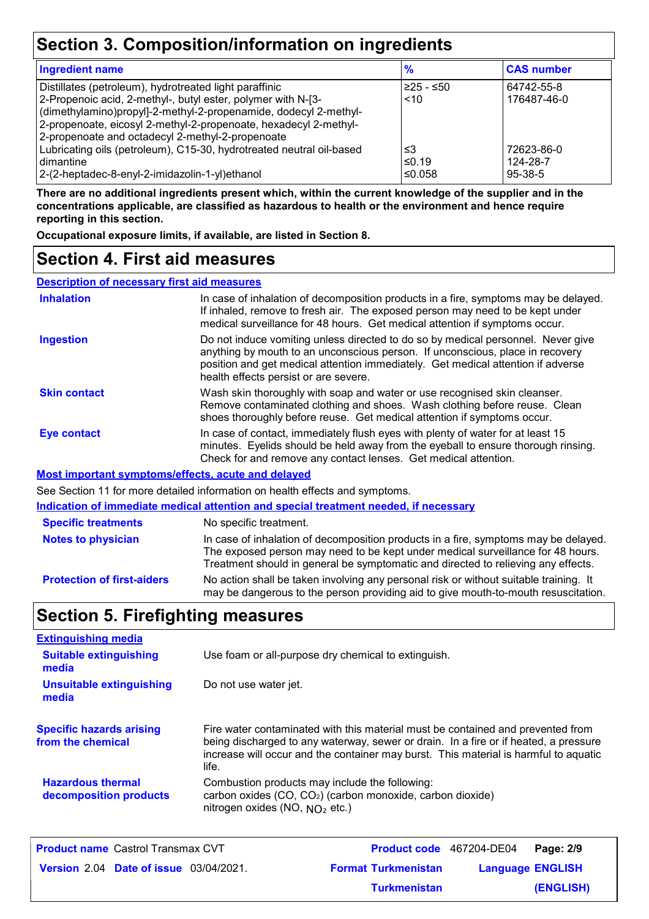## Section 3. Composition/information on ingredients

| Ingredient name | % | CAS number |
|---|---|---|
| Distillates (petroleum), hydrotreated light paraffinic | ≥25 - ≤50 | 64742-55-8 |
| 2-Propenoic acid, 2-methyl-, butyl ester, polymer with N-[3-(dimethylamino)propyl]-2-methyl-2-propenamide, dodecyl 2-methyl-2-propenoate, eicosyl 2-methyl-2-propenoate, hexadecyl 2-methyl-2-propenoate and octadecyl 2-methyl-2-propenoate | <10 | 176487-46-0 |
| Lubricating oils (petroleum), C15-30, hydrotreated neutral oil-based | ≤3 | 72623-86-0 |
| dimantine | ≤0.19 | 124-28-7 |
| 2-(2-heptadec-8-enyl-2-imidazolin-1-yl)ethanol | ≤0.058 | 95-38-5 |

**There are no additional ingredients present which, within the current knowledge of the supplier and in the concentrations applicable, are classified as hazardous to health or the environment and hence require reporting in this section.**

**Occupational exposure limits, if available, are listed in Section 8.**

## Section 4. First aid measures

### Description of necessary first aid measures

**Inhalation**: In case of inhalation of decomposition products in a fire, symptoms may be delayed. If inhaled, remove to fresh air. The exposed person may need to be kept under medical surveillance for 48 hours. Get medical attention if symptoms occur.

**Ingestion**: Do not induce vomiting unless directed to do so by medical personnel. Never give anything by mouth to an unconscious person. If unconscious, place in recovery position and get medical attention immediately. Get medical attention if adverse health effects persist or are severe.

**Skin contact**: Wash skin thoroughly with soap and water or use recognised skin cleanser. Remove contaminated clothing and shoes. Wash clothing before reuse. Clean shoes thoroughly before reuse. Get medical attention if symptoms occur.

**Eye contact**: In case of contact, immediately flush eyes with plenty of water for at least 15 minutes. Eyelids should be held away from the eyeball to ensure thorough rinsing. Check for and remove any contact lenses. Get medical attention.

### Most important symptoms/effects, acute and delayed

See Section 11 for more detailed information on health effects and symptoms.

### Indication of immediate medical attention and special treatment needed, if necessary

**Specific treatments**: No specific treatment.

**Notes to physician**: In case of inhalation of decomposition products in a fire, symptoms may be delayed. The exposed person may need to be kept under medical surveillance for 48 hours. Treatment should in general be symptomatic and directed to relieving any effects.

**Protection of first-aiders**: No action shall be taken involving any personal risk or without suitable training. It may be dangerous to the person providing aid to give mouth-to-mouth resuscitation.

## Section 5. Firefighting measures

### Extinguishing media

**Suitable extinguishing media**: Use foam or all-purpose dry chemical to extinguish.

**Unsuitable extinguishing media**: Do not use water jet.

**Specific hazards arising from the chemical**: Fire water contaminated with this material must be contained and prevented from being discharged to any waterway, sewer or drain. In a fire or if heated, a pressure increase will occur and the container may burst. This material is harmful to aquatic life.

**Hazardous thermal decomposition products**: Combustion products may include the following:
carbon oxides (CO, $CO_2$) (carbon monoxide, carbon dioxide)
nitrogen oxides (NO, $NO_2$ etc.)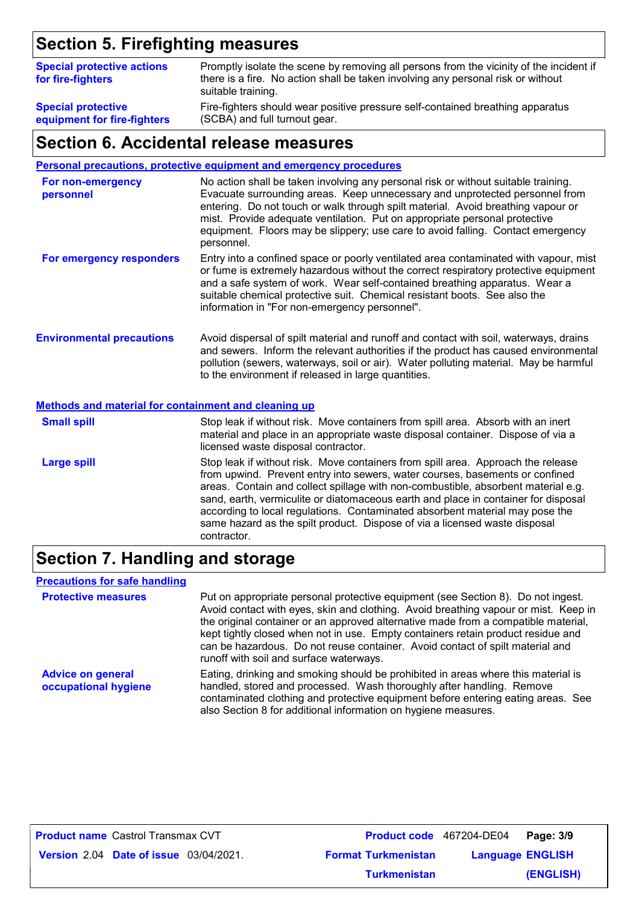## Section 5. Firefighting measures

**Special protective actions for fire-fighters**
Promptly isolate the scene by removing all persons from the vicinity of the incident if there is a fire. No action shall be taken involving any personal risk or without suitable training.

**Special protective equipment for fire-fighters**
Fire-fighters should wear positive pressure self-contained breathing apparatus (SCBA) and full turnout gear.

## Section 6. Accidental release measures

### Personal precautions, protective equipment and emergency procedures

**For non-emergency personnel**
No action shall be taken involving any personal risk or without suitable training. Evacuate surrounding areas. Keep unnecessary and unprotected personnel from entering. Do not touch or walk through spilt material. Avoid breathing vapour or mist. Provide adequate ventilation. Put on appropriate personal protective equipment. Floors may be slippery; use care to avoid falling. Contact emergency personnel.

**For emergency responders**
Entry into a confined space or poorly ventilated area contaminated with vapour, mist or fume is extremely hazardous without the correct respiratory protective equipment and a safe system of work. Wear self-contained breathing apparatus. Wear a suitable chemical protective suit. Chemical resistant boots. See also the information in "For non-emergency personnel".

**Environmental precautions**
Avoid dispersal of spilt material and runoff and contact with soil, waterways, drains and sewers. Inform the relevant authorities if the product has caused environmental pollution (sewers, waterways, soil or air). Water polluting material. May be harmful to the environment if released in large quantities.

### Methods and material for containment and cleaning up

**Small spill**
Stop leak if without risk. Move containers from spill area. Absorb with an inert material and place in an appropriate waste disposal container. Dispose of via a licensed waste disposal contractor.

**Large spill**
Stop leak if without risk. Move containers from spill area. Approach the release from upwind. Prevent entry into sewers, water courses, basements or confined areas. Contain and collect spillage with non-combustible, absorbent material e.g. sand, earth, vermiculite or diatomaceous earth and place in container for disposal according to local regulations. Contaminated absorbent material may pose the same hazard as the spilt product. Dispose of via a licensed waste disposal contractor.

## Section 7. Handling and storage

### Precautions for safe handling

**Protective measures**
Put on appropriate personal protective equipment (see Section 8). Do not ingest. Avoid contact with eyes, skin and clothing. Avoid breathing vapour or mist. Keep in the original container or an approved alternative made from a compatible material, kept tightly closed when not in use. Empty containers retain product residue and can be hazardous. Do not reuse container. Avoid contact of spilt material and runoff with soil and surface waterways.

**Advice on general occupational hygiene**
Eating, drinking and smoking should be prohibited in areas where this material is handled, stored and processed. Wash thoroughly after handling. Remove contaminated clothing and protective equipment before entering eating areas. See also Section 8 for additional information on hygiene measures.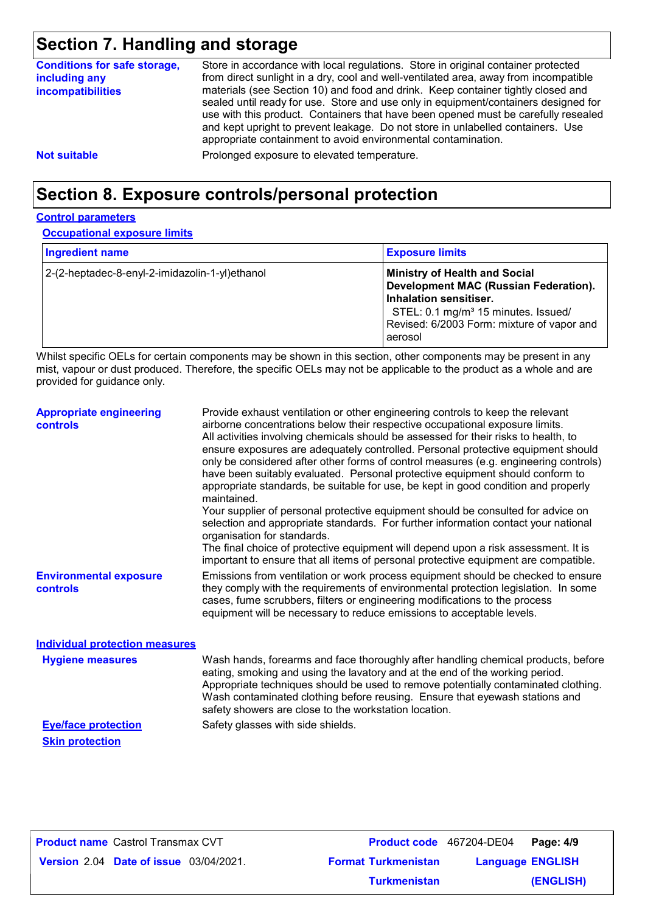## Section 7. Handling and storage

**Conditions for safe storage, including any incompatibilities**

Store in accordance with local regulations. Store in original container protected from direct sunlight in a dry, cool and well-ventilated area, away from incompatible materials (see Section 10) and food and drink. Keep container tightly closed and sealed until ready for use. Store and use only in equipment/containers designed for use with this product. Containers that have been opened must be carefully resealed and kept upright to prevent leakage. Do not store in unlabelled containers. Use appropriate containment to avoid environmental contamination.

**Not suitable**

Prolonged exposure to elevated temperature.

## Section 8. Exposure controls/personal protection

### Control parameters

#### Occupational exposure limits

| Ingredient name | Exposure limits |
| --- | --- |
| 2-(2-heptadec-8-enyl-2-imidazolin-1-yl)ethanol | **Ministry of Health and Social Development MAC (Russian Federation). Inhalation sensitiser.** STEL: 0.1 mg/m³ 15 minutes. Issued/ Revised: 6/2003 Form: mixture of vapor and aerosol |

Whilst specific OELs for certain components may be shown in this section, other components may be present in any mist, vapour or dust produced. Therefore, the specific OELs may not be applicable to the product as a whole and are provided for guidance only.

**Appropriate engineering controls**

Provide exhaust ventilation or other engineering controls to keep the relevant airborne concentrations below their respective occupational exposure limits. All activities involving chemicals should be assessed for their risks to health, to ensure exposures are adequately controlled. Personal protective equipment should only be considered after other forms of control measures (e.g. engineering controls) have been suitably evaluated. Personal protective equipment should conform to appropriate standards, be suitable for use, be kept in good condition and properly maintained.
Your supplier of personal protective equipment should be consulted for advice on selection and appropriate standards. For further information contact your national organisation for standards.
The final choice of protective equipment will depend upon a risk assessment. It is important to ensure that all items of personal protective equipment are compatible.

**Environmental exposure controls**

Emissions from ventilation or work process equipment should be checked to ensure they comply with the requirements of environmental protection legislation. In some cases, fume scrubbers, filters or engineering modifications to the process equipment will be necessary to reduce emissions to acceptable levels.

### Individual protection measures

**Hygiene measures**

Wash hands, forearms and face thoroughly after handling chemical products, before eating, smoking and using the lavatory and at the end of the working period. Appropriate techniques should be used to remove potentially contaminated clothing. Wash contaminated clothing before reusing. Ensure that eyewash stations and safety showers are close to the workstation location.

**Eye/face protection**

Safety glasses with side shields.

**Skin protection**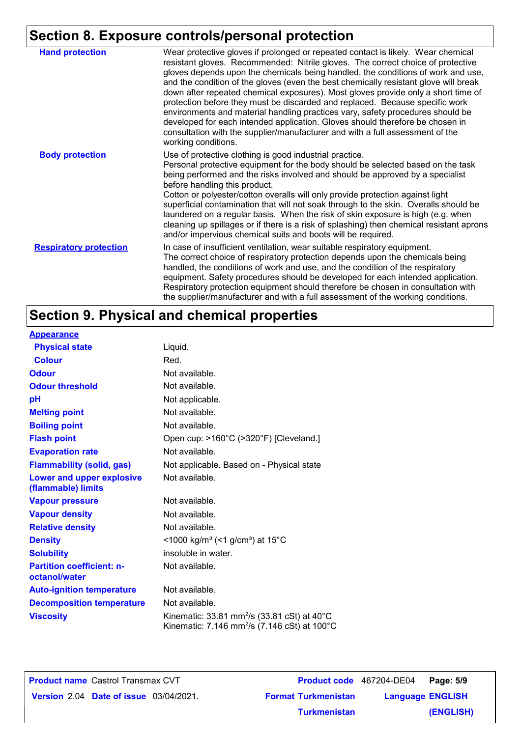## Section 8. Exposure controls/personal protection

| | |
|---|---|
| **Hand protection** | Wear protective gloves if prolonged or repeated contact is likely. Wear chemical resistant gloves. Recommended: Nitrile gloves. The correct choice of protective gloves depends upon the chemicals being handled, the conditions of work and use, and the condition of the gloves (even the best chemically resistant glove will break down after repeated chemical exposures). Most gloves provide only a short time of protection before they must be discarded and replaced. Because specific work environments and material handling practices vary, safety procedures should be developed for each intended application. Gloves should therefore be chosen in consultation with the supplier/manufacturer and with a full assessment of the working conditions. |
| **Body protection** | Use of protective clothing is good industrial practice. Personal protective equipment for the body should be selected based on the task being performed and the risks involved and should be approved by a specialist before handling this product. Cotton or polyester/cotton overalls will only provide protection against light superficial contamination that will not soak through to the skin. Overalls should be laundered on a regular basis. When the risk of skin exposure is high (e.g. when cleaning up spillages or if there is a risk of splashing) then chemical resistant aprons and/or impervious chemical suits and boots will be required. |
| **Respiratory protection** | In case of insufficient ventilation, wear suitable respiratory equipment. The correct choice of respiratory protection depends upon the chemicals being handled, the conditions of work and use, and the condition of the respiratory equipment. Safety procedures should be developed for each intended application. Respiratory protection equipment should therefore be chosen in consultation with the supplier/manufacturer and with a full assessment of the working conditions. |

## Section 9. Physical and chemical properties

| | |
|---|---|
| **Appearance** | |
| **Physical state** | Liquid. |
| **Colour** | Red. |
| **Odour** | Not available. |
| **Odour threshold** | Not available. |
| **pH** | Not applicable. |
| **Melting point** | Not available. |
| **Boiling point** | Not available. |
| **Flash point** | Open cup: >160°C (>320°F) [Cleveland.] |
| **Evaporation rate** | Not available. |
| **Flammability (solid, gas)** | Not applicable. Based on - Physical state |
| **Lower and upper explosive (flammable) limits** | Not available. |
| **Vapour pressure** | Not available. |
| **Vapour density** | Not available. |
| **Relative density** | Not available. |
| **Density** | <1000 kg/m³ (<1 g/cm³) at 15°C |
| **Solubility** | insoluble in water. |
| **Partition coefficient: n-octanol/water** | Not available. |
| **Auto-ignition temperature** | Not available. |
| **Decomposition temperature** | Not available. |
| **Viscosity** | Kinematic: 33.81 $mm^2/s$ (33.81 cSt) at 40°C<br>Kinematic: 7.146 $mm^2/s$ (7.146 cSt) at 100°C |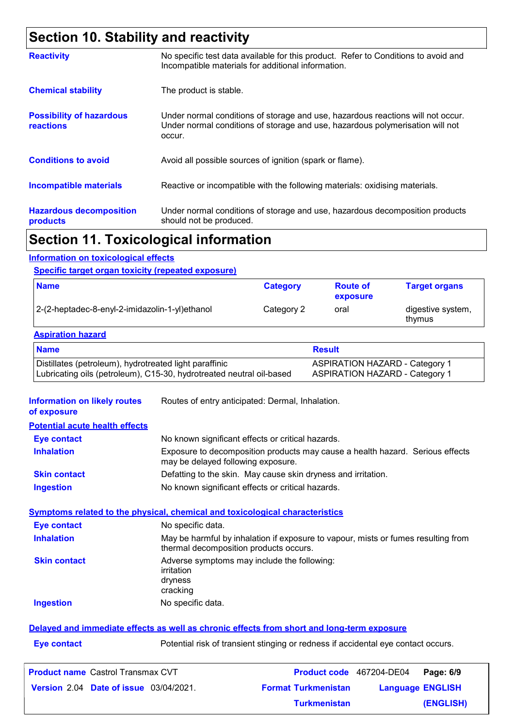# Section 10. Stability and reactivity

**Reactivity**
No specific test data available for this product. Refer to Conditions to avoid and Incompatible materials for additional information.

**Chemical stability**
The product is stable.

**Possibility of hazardous reactions**
Under normal conditions of storage and use, hazardous reactions will not occur. Under normal conditions of storage and use, hazardous polymerisation will not occur.

**Conditions to avoid**
Avoid all possible sources of ignition (spark or flame).

**Incompatible materials**
Reactive or incompatible with the following materials: oxidising materials.

**Hazardous decomposition products**
Under normal conditions of storage and use, hazardous decomposition products should not be produced.

# Section 11. Toxicological information

## Information on toxicological effects

### Specific target organ toxicity (repeated exposure)

| Name | Category | Route of exposure | Target organs |
|---|---|---|---|
| 2-(2-heptadec-8-enyl-2-imidazolin-1-yl)ethanol | Category 2 | oral | digestive system, thymus |

### Aspiration hazard

| Name | Result |
|---|---|
| Distillates (petroleum), hydrotreated light paraffinic | ASPIRATION HAZARD - Category 1 |
| Lubricating oils (petroleum), C15-30, hydrotreated neutral oil-based | ASPIRATION HAZARD - Category 1 |

**Information on likely routes of exposure**
Routes of entry anticipated: Dermal, Inhalation.

### Potential acute health effects

**Eye contact**
No known significant effects or critical hazards.

**Inhalation**
Exposure to decomposition products may cause a health hazard. Serious effects may be delayed following exposure.

**Skin contact**
Defatting to the skin. May cause skin dryness and irritation.

**Ingestion**
No known significant effects or critical hazards.

### Symptoms related to the physical, chemical and toxicological characteristics

**Eye contact**
No specific data.

**Inhalation**
May be harmful by inhalation if exposure to vapour, mists or fumes resulting from thermal decomposition products occurs.

**Skin contact**
Adverse symptoms may include the following:
irritation
dryness
cracking

**Ingestion**
No specific data.

### Delayed and immediate effects as well as chronic effects from short and long-term exposure

**Eye contact**
Potential risk of transient stinging or redness if accidental eye contact occurs.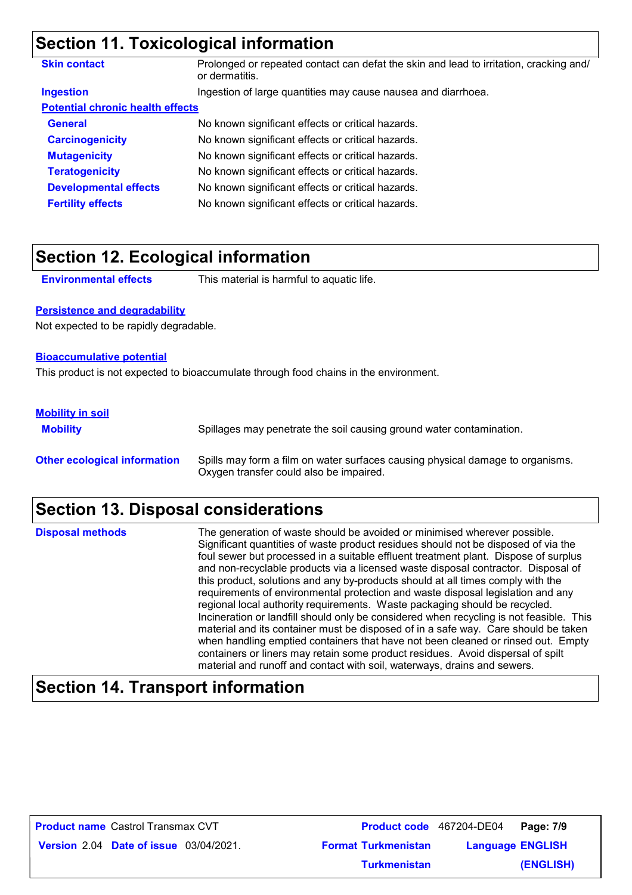## Section 11. Toxicological information

| | |
|---|---|
| **Skin contact** | Prolonged or repeated contact can defat the skin and lead to irritation, cracking and/ or dermatitis. |
| **Ingestion** | Ingestion of large quantities may cause nausea and diarrhoea. |

**Potential chronic health effects**

| | |
|---|---|
| **General** | No known significant effects or critical hazards. |
| **Carcinogenicity** | No known significant effects or critical hazards. |
| **Mutagenicity** | No known significant effects or critical hazards. |
| **Teratogenicity** | No known significant effects or critical hazards. |
| **Developmental effects** | No known significant effects or critical hazards. |
| **Fertility effects** | No known significant effects or critical hazards. |

## Section 12. Ecological information

**Environmental effects** This material is harmful to aquatic life.

**Persistence and degradability**

Not expected to be rapidly degradable.

**Bioaccumulative potential**

This product is not expected to bioaccumulate through food chains in the environment.

**Mobility in soil**

**Mobility** Spillages may penetrate the soil causing ground water contamination.

**Other ecological information** Spills may form a film on water surfaces causing physical damage to organisms. Oxygen transfer could also be impaired.

## Section 13. Disposal considerations

**Disposal methods** The generation of waste should be avoided or minimised wherever possible. Significant quantities of waste product residues should not be disposed of via the foul sewer but processed in a suitable effluent treatment plant. Dispose of surplus and non-recyclable products via a licensed waste disposal contractor. Disposal of this product, solutions and any by-products should at all times comply with the requirements of environmental protection and waste disposal legislation and any regional local authority requirements. Waste packaging should be recycled. Incineration or landfill should only be considered when recycling is not feasible. This material and its container must be disposed of in a safe way. Care should be taken when handling emptied containers that have not been cleaned or rinsed out. Empty containers or liners may retain some product residues. Avoid dispersal of spilt material and runoff and contact with soil, waterways, drains and sewers.

## Section 14. Transport information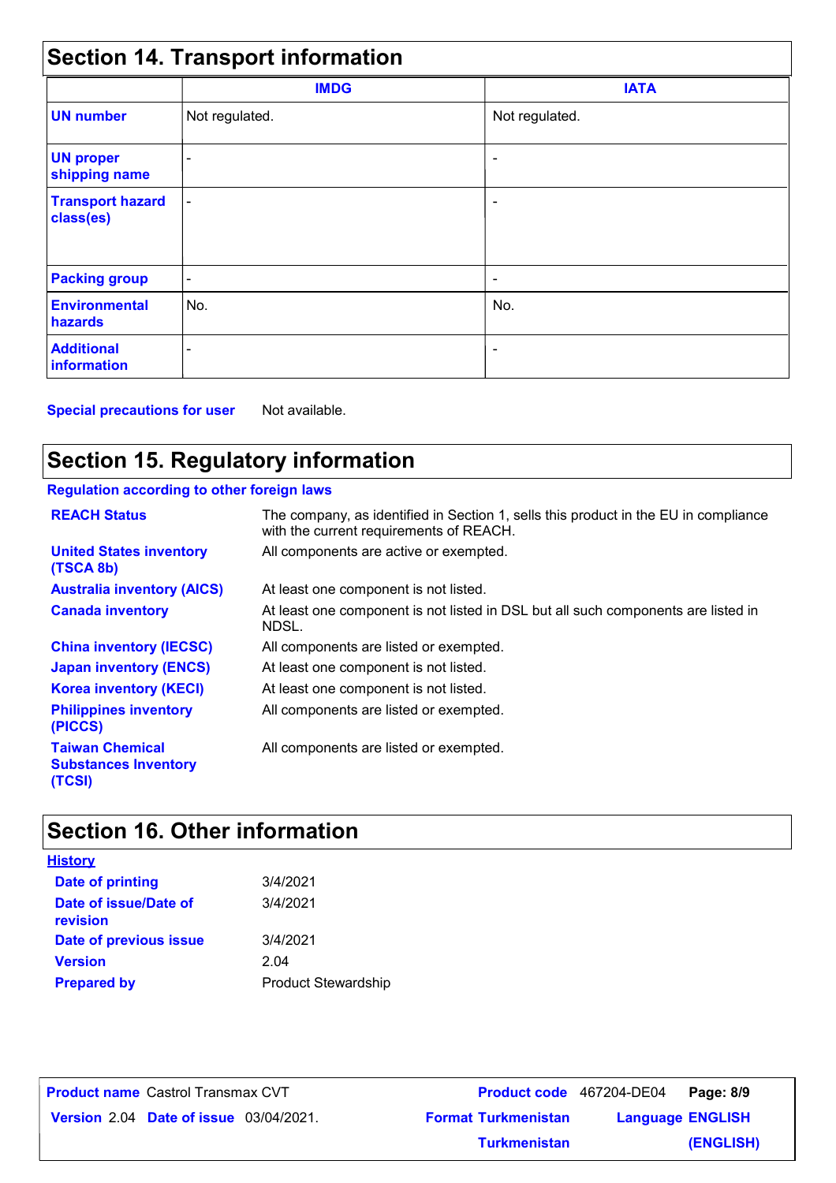## Section 14. Transport information

| | IMDG | IATA |
|---|---|---|
| **UN number** | Not regulated. | Not regulated. |
| **UN proper shipping name** | - | - |
| **Transport hazard class(es)** | - | - |
| **Packing group** | - | - |
| **Environmental hazards** | No. | No. |
| **Additional information** | - | - |

**Special precautions for user** Not available.

## Section 15. Regulatory information

**Regulation according to other foreign laws**

| | |
|---|---|
| **REACH Status** | The company, as identified in Section 1, sells this product in the EU in compliance with the current requirements of REACH. |
| **United States inventory (TSCA 8b)** | All components are active or exempted. |
| **Australia inventory (AICS)** | At least one component is not listed. |
| **Canada inventory** | At least one component is not listed in DSL but all such components are listed in NDSL. |
| **China inventory (IECSC)** | All components are listed or exempted. |
| **Japan inventory (ENCS)** | At least one component is not listed. |
| **Korea inventory (KECI)** | At least one component is not listed. |
| **Philippines inventory (PICCS)** | All components are listed or exempted. |
| **Taiwan Chemical Substances Inventory (TCSI)** | All components are listed or exempted. |

## Section 16. Other information

**History**

| | |
|---|---|
| **Date of printing** | 3/4/2021 |
| **Date of issue/Date of revision** | 3/4/2021 |
| **Date of previous issue** | 3/4/2021 |
| **Version** | 2.04 |
| **Prepared by** | Product Stewardship |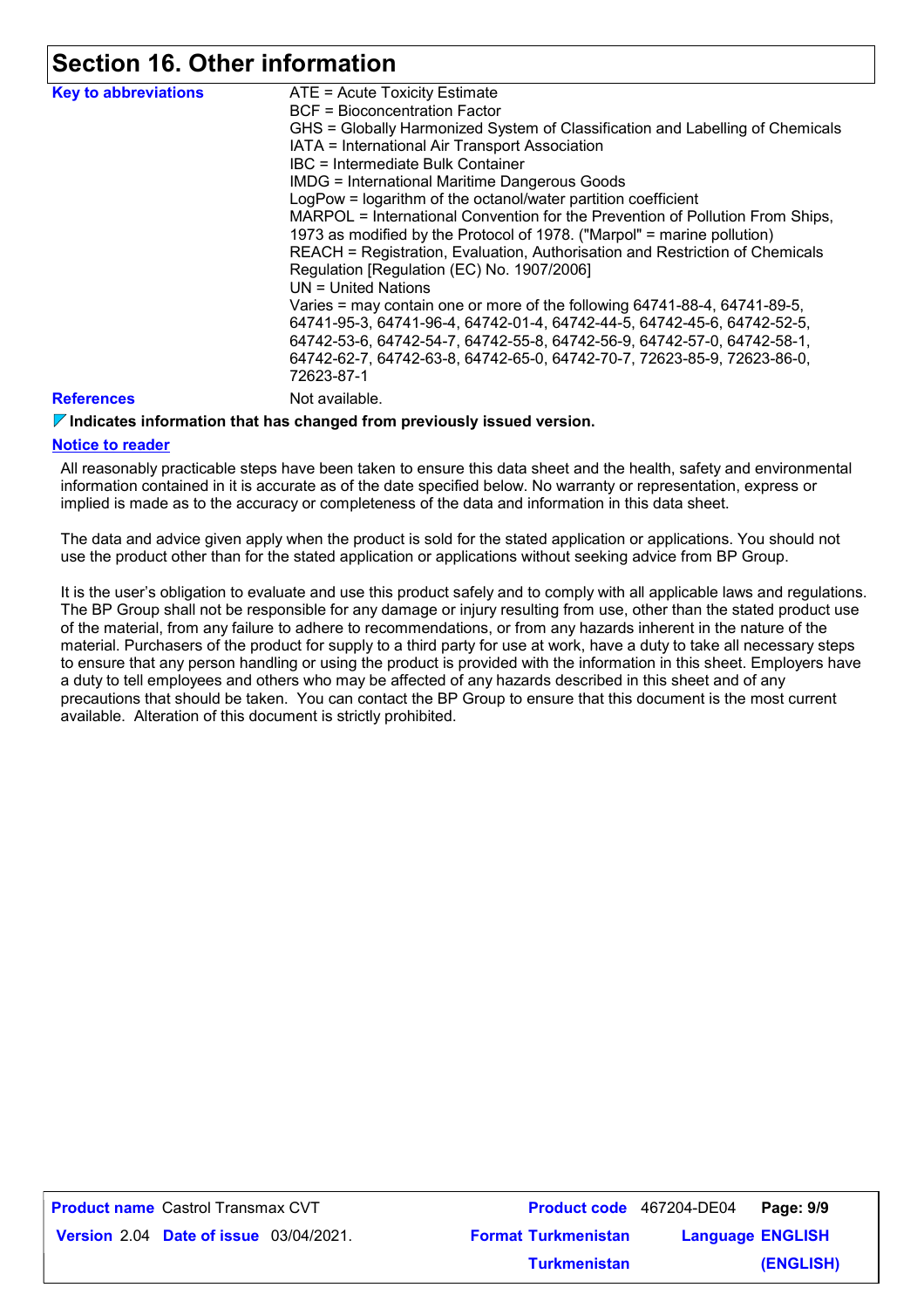## Section 16. Other information

**Key to abbreviations**

ATE = Acute Toxicity Estimate
BCF = Bioconcentration Factor
GHS = Globally Harmonized System of Classification and Labelling of Chemicals
IATA = International Air Transport Association
IBC = Intermediate Bulk Container
IMDG = International Maritime Dangerous Goods
LogPow = logarithm of the octanol/water partition coefficient
MARPOL = International Convention for the Prevention of Pollution From Ships, 1973 as modified by the Protocol of 1978. ("Marpol" = marine pollution)
REACH = Registration, Evaluation, Authorisation and Restriction of Chemicals Regulation [Regulation (EC) No. 1907/2006]
UN = United Nations
Varies = may contain one or more of the following 64741-88-4, 64741-89-5, 64741-95-3, 64741-96-4, 64742-01-4, 64742-44-5, 64742-45-6, 64742-52-5, 64742-53-6, 64742-54-7, 64742-55-8, 64742-56-9, 64742-57-0, 64742-58-1, 64742-62-7, 64742-63-8, 64742-65-0, 64742-70-7, 72623-85-9, 72623-86-0, 72623-87-1

**References**

Not available.

**Indicates information that has changed from previously issued version.**

**Notice to reader**

All reasonably practicable steps have been taken to ensure this data sheet and the health, safety and environmental information contained in it is accurate as of the date specified below. No warranty or representation, express or implied is made as to the accuracy or completeness of the data and information in this data sheet.

The data and advice given apply when the product is sold for the stated application or applications. You should not use the product other than for the stated application or applications without seeking advice from BP Group.

It is the user's obligation to evaluate and use this product safely and to comply with all applicable laws and regulations. The BP Group shall not be responsible for any damage or injury resulting from use, other than the stated product use of the material, from any failure to adhere to recommendations, or from any hazards inherent in the nature of the material. Purchasers of the product for supply to a third party for use at work, have a duty to take all necessary steps to ensure that any person handling or using the product is provided with the information in this sheet. Employers have a duty to tell employees and others who may be affected of any hazards described in this sheet and of any precautions that should be taken. You can contact the BP Group to ensure that this document is the most current available. Alteration of this document is strictly prohibited.